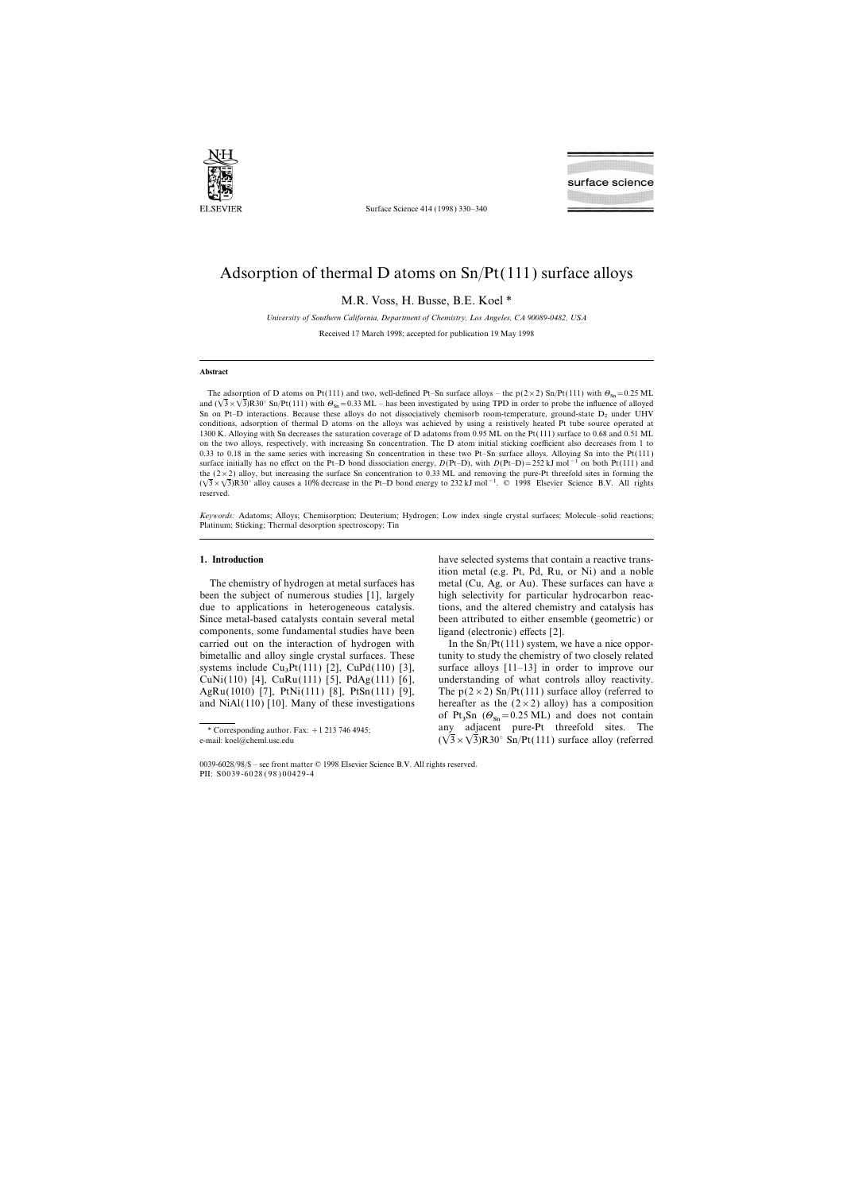# Adsorption of thermal D atoms on Sn/Pt(111) surface alloys

M.R. Voss, H. Busse, B.E. Koel *

*University of Southern California, Department of Chemistry, Los Angeles, CA 90089-0482, USA*

Received 17 March 1998; accepted for publication 19 May 1998

## Abstract

The adsorption of D atoms on Pt(111) and two, well-defined Pt–Sn surface alloys – the p(2×2) Sn/Pt(111) with $\Theta_{Sn}=0.25$ ML and $(\sqrt{3}\times\sqrt{3})$R30° Sn/Pt(111) with $\Theta_{Sn}=0.33$ ML – has been investigated by using TPD in order to probe the influence of alloyed Sn on Pt–D interactions. Because these alloys do not dissociatively chemisorb room-temperature, ground-state $D_2$ under UHV conditions, adsorption of thermal D atoms on the alloys was achieved by using a resistively heated Pt tube source operated at 1300 K. Alloying with Sn decreases the saturation coverage of D adatoms from 0.95 ML on the Pt(111) surface to 0.68 and 0.51 ML on the two alloys, respectively, with increasing Sn concentration. The D atom initial sticking coefficient also decreases from 1 to 0.33 to 0.18 in the same series with increasing Sn concentration in these two Pt–Sn surface alloys. Alloying Sn into the Pt(111) surface initially has no effect on the Pt–D bond dissociation energy, $D$(Pt–D), with $D$(Pt–D)=252 kJ mol$^{-1}$ on both Pt(111) and the (2×2) alloy, but increasing the surface Sn concentration to 0.33 ML and removing the pure-Pt threefold sites in forming the $(\sqrt{3}\times\sqrt{3})$R30° alloy causes a 10% decrease in the Pt–D bond energy to 232 kJ mol$^{-1}$. © 1998 Elsevier Science B.V. All rights reserved.

*Keywords:* Adatoms; Alloys; Chemisorption; Deuterium; Hydrogen; Low index single crystal surfaces; Molecule–solid reactions; Platinum; Sticking; Thermal desorption spectroscopy; Tin

## 1. Introduction

The chemistry of hydrogen at metal surfaces has been the subject of numerous studies [1], largely due to applications in heterogeneous catalysis. Since metal-based catalysts contain several metal components, some fundamental studies have been carried out on the interaction of hydrogen with bimetallic and alloy single crystal surfaces. These systems include $Cu_3Pt$(111) [2], CuPd(110) [3], CuNi(110) [4], CuRu(111) [5], PdAg(111) [6], AgRu(1010) [7], PtNi(111) [8], PtSn(111) [9], and NiAl(110) [10]. Many of these investigations have selected systems that contain a reactive transition metal (e.g. Pt, Pd, Ru, or Ni) and a noble metal (Cu, Ag, or Au). These surfaces can have a high selectivity for particular hydrocarbon reactions, and the altered chemistry and catalysis has been attributed to either ensemble (geometric) or ligand (electronic) effects [2].

In the Sn/Pt(111) system, we have a nice opportunity to study the chemistry of two closely related surface alloys [11–13] in order to improve our understanding of what controls alloy reactivity. The p(2×2) Sn/Pt(111) surface alloy (referred to hereafter as the (2×2) alloy) has a composition of $Pt_3Sn$ ($\Theta_{Sn}=0.25$ ML) and does not contain any adjacent pure-Pt threefold sites. The $(\sqrt{3}\times\sqrt{3})$R30° Sn/Pt(111) surface alloy (referred

* Corresponding author. Fax: +1 213 746 4945; e-mail: koel@cheml.usc.edu

0039-6028/98/$ – see front matter © 1998 Elsevier Science B.V. All rights reserved.
PII: S0039-6028(98)00429-4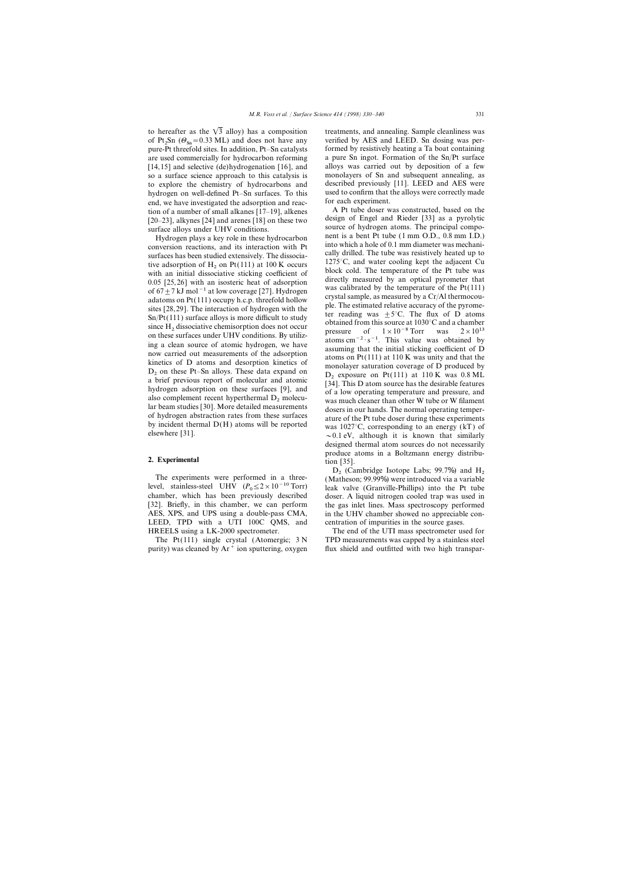to hereafter as the $\sqrt{3}$ alloy) has a composition of $Pt_2Sn$ ($\Theta_{Sn}=0.33$ ML) and does not have any pure-Pt threefold sites. In addition, Pt–Sn catalysts are used commercially for hydrocarbon reforming [14,15] and selective (de)hydrogenation [16], and so a surface science approach to this catalysis is to explore the chemistry of hydrocarbons and hydrogen on well-defined Pt–Sn surfaces. To this end, we have investigated the adsorption and reaction of a number of small alkanes [17–19], alkenes [20–23], alkynes [24] and arenes [18] on these two surface alloys under UHV conditions.

Hydrogen plays a key role in these hydrocarbon conversion reactions, and its interaction with Pt surfaces has been studied extensively. The dissociative adsorption of $H_2$ on Pt(111) at 100 K occurs with an initial dissociative sticking coefficient of 0.05 [25,26] with an isosteric heat of adsorption of $67\pm7$ kJ $mol^{-1}$ at low coverage [27]. Hydrogen adatoms on Pt(111) occupy h.c.p. threefold hollow sites [28,29]. The interaction of hydrogen with the Sn/Pt(111) surface alloys is more difficult to study since $H_2$ dissociative chemisorption does not occur on these surfaces under UHV conditions. By utilizing a clean source of atomic hydrogen, we have now carried out measurements of the adsorption kinetics of D atoms and desorption kinetics of $D_2$ on these Pt–Sn alloys. These data expand on a brief previous report of molecular and atomic hydrogen adsorption on these surfaces [9], and also complement recent hyperthermal $D_2$ molecular beam studies [30]. More detailed measurements of hydrogen abstraction rates from these surfaces by incident thermal D(H) atoms will be reported elsewhere [31].

## 2. Experimental

The experiments were performed in a three-level, stainless-steel UHV ($P_0 \leq 2\times10^{-10}$ Torr) chamber, which has been previously described [32]. Briefly, in this chamber, we can perform AES, XPS, and UPS using a double-pass CMA, LEED, TPD with a UTI 100C QMS, and HREELS using a LK-2000 spectrometer.

The Pt(111) single crystal (Atomergic; 3 N purity) was cleaned by $Ar^+$ ion sputtering, oxygen treatments, and annealing. Sample cleanliness was verified by AES and LEED. Sn dosing was performed by resistively heating a Ta boat containing a pure Sn ingot. Formation of the Sn/Pt surface alloys was carried out by deposition of a few monolayers of Sn and subsequent annealing, as described previously [11]. LEED and AES were used to confirm that the alloys were correctly made for each experiment.

A Pt tube doser was constructed, based on the design of Engel and Rieder [33] as a pyrolytic source of hydrogen atoms. The principal component is a bent Pt tube (1 mm O.D., 0.8 mm I.D.) into which a hole of 0.1 mm diameter was mechanically drilled. The tube was resistively heated up to 1275°C, and water cooling kept the adjacent Cu block cold. The temperature of the Pt tube was directly measured by an optical pyrometer that was calibrated by the temperature of the Pt(111) crystal sample, as measured by a Cr/Al thermocouple. The estimated relative accuracy of the pyrometer reading was ±5°C. The flux of D atoms obtained from this source at 1030°C and a chamber pressure of $1\times10^{-8}$ Torr was $2\times10^{13}$ atoms $cm^{-2}\cdot s^{-1}$. This value was obtained by assuming that the initial sticking coefficient of D atoms on Pt(111) at 110 K was unity and that the monolayer saturation coverage of D produced by $D_2$ exposure on Pt(111) at 110 K was 0.8 ML [34]. This D atom source has the desirable features of a low operating temperature and pressure, and was much cleaner than other W tube or W filament dosers in our hands. The normal operating temperature of the Pt tube doser during these experiments was 1027°C, corresponding to an energy ($kT$) of ~0.1 eV, although it is known that similarly designed thermal atom sources do not necessarily produce atoms in a Boltzmann energy distribution [35].

$D_2$ (Cambridge Isotope Labs; 99.7%) and $H_2$ (Matheson; 99.99%) were introduced via a variable leak valve (Granville-Phillips) into the Pt tube doser. A liquid nitrogen cooled trap was used in the gas inlet lines. Mass spectroscopy performed in the UHV chamber showed no appreciable concentration of impurities in the source gases.

The end of the UTI mass spectrometer used for TPD measurements was capped by a stainless steel flux shield and outfitted with two high transpar-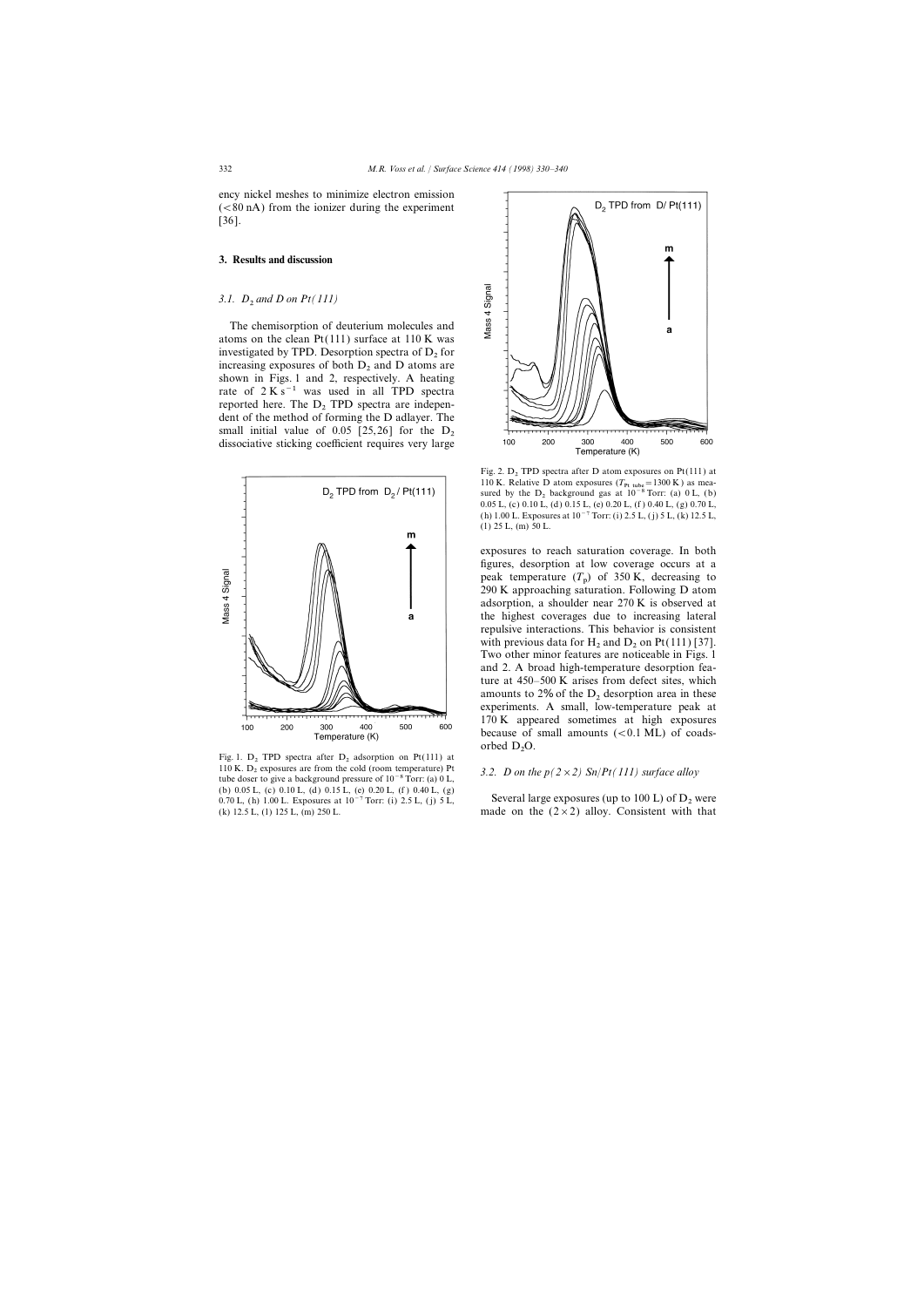ency nickel meshes to minimize electron emission (<80 nA) from the ionizer during the experiment [36].

## 3. Results and discussion

### 3.1. $D_2$ and D on Pt(111)

The chemisorption of deuterium molecules and atoms on the clean Pt(111) surface at 110 K was investigated by TPD. Desorption spectra of $D_2$ for increasing exposures of both $D_2$ and D atoms are shown in Figs. 1 and 2, respectively. A heating rate of 2 K $s^{-1}$ was used in all TPD spectra reported here. The $D_2$ TPD spectra are independent of the method of forming the D adlayer. The small initial value of 0.05 [25,26] for the $D_2$ dissociative sticking coefficient requires very large exposures to reach saturation coverage. In both figures, desorption at low coverage occurs at a peak temperature ($T_p$) of 350 K, decreasing to 290 K approaching saturation. Following D atom adsorption, a shoulder near 270 K is observed at the highest coverages due to increasing lateral repulsive interactions. This behavior is consistent with previous data for $H_2$ and $D_2$ on Pt(111) [37]. Two other minor features are noticeable in Figs. 1 and 2. A broad high-temperature desorption feature at 450–500 K arises from defect sites, which amounts to 2% of the $D_2$ desorption area in these experiments. A small, low-temperature peak at 170 K appeared sometimes at high exposures because of small amounts (<0.1 ML) of coadsorbed $D_2O$.

Fig. 1. $D_2$ TPD spectra after $D_2$ adsorption on Pt(111) at 110 K. $D_2$ exposures are from the cold (room temperature) Pt tube doser to give a background pressure of $10^{-8}$ Torr: (a) 0 L, (b) 0.05 L, (c) 0.10 L, (d) 0.15 L, (e) 0.20 L, (f) 0.40 L, (g) 0.70 L, (h) 1.00 L. Exposures at $10^{-7}$ Torr: (i) 2.5 L, (j) 5 L, (k) 12.5 L, (l) 125 L, (m) 250 L.

Fig. 2. $D_2$ TPD spectra after D atom exposures on Pt(111) at 110 K. Relative D atom exposures ($T_{Pt\ tube}$ = 1300 K) as measured by the $D_2$ background gas at $10^{-8}$ Torr: (a) 0 L, (b) 0.05 L, (c) 0.10 L, (d) 0.15 L, (e) 0.20 L, (f) 0.40 L, (g) 0.70 L, (h) 1.00 L. Exposures at $10^{-7}$ Torr: (i) 2.5 L, (j) 5 L, (k) 12.5 L, (l) 25 L, (m) 50 L.

### 3.2. D on the p(2×2) Sn/Pt(111) surface alloy

Several large exposures (up to 100 L) of $D_2$ were made on the (2×2) alloy. Consistent with that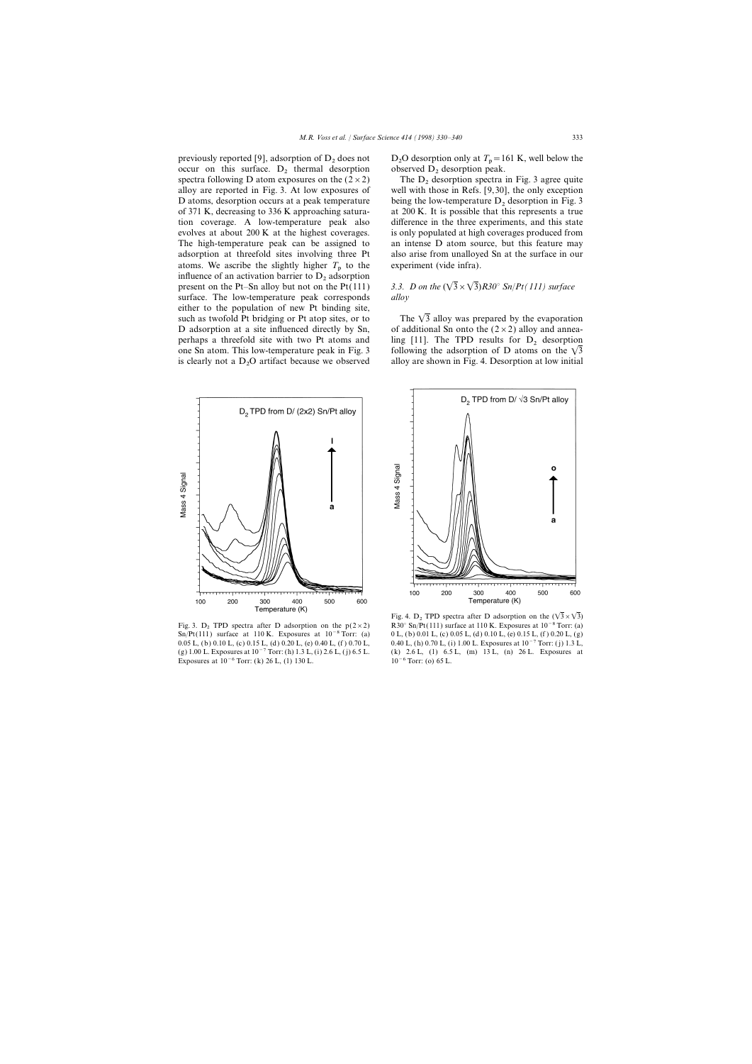previously reported [9], adsorption of $D_2$ does not occur on this surface. $D_2$ thermal desorption spectra following D atom exposures on the $(2\times2)$ alloy are reported in Fig. 3. At low exposures of D atoms, desorption occurs at a peak temperature of 371 K, decreasing to 336 K approaching saturation coverage. A low-temperature peak also evolves at about 200 K at the highest coverages. The high-temperature peak can be assigned to adsorption at threefold sites involving three Pt atoms. We ascribe the slightly higher $T_p$ to the influence of an activation barrier to $D_2$ adsorption present on the Pt–Sn alloy but not on the Pt(111) surface. The low-temperature peak corresponds either to the population of new Pt binding site, such as twofold Pt bridging or Pt atop sites, or to D adsorption at a site influenced directly by Sn, perhaps a threefold site with two Pt atoms and one Sn atom. This low-temperature peak in Fig. 3 is clearly not a $D_2O$ artifact because we observed $D_2O$ desorption only at $T_p = 161$ K, well below the observed $D_2$ desorption peak.

The $D_2$ desorption spectra in Fig. 3 agree quite well with those in Refs. [9,30], the only exception being the low-temperature $D_2$ desorption in Fig. 3 at 200 K. It is possible that this represents a true difference in the three experiments, and this state is only populated at high coverages produced from an intense D atom source, but this feature may also arise from unalloyed Sn at the surface in our experiment (vide infra).

### 3.3. D on the $(\sqrt{3}\times\sqrt{3})R30°$ Sn/Pt(111) surface alloy

The $\sqrt{3}$ alloy was prepared by the evaporation of additional Sn onto the $(2\times2)$ alloy and annealing [11]. The TPD results for $D_2$ desorption following the adsorption of D atoms on the $\sqrt{3}$ alloy are shown in Fig. 4. Desorption at low initial

Fig. 3. $D_2$ TPD spectra after D adsorption on the $p(2\times2)$ Sn/Pt(111) surface at 110 K. Exposures at $10^{-8}$ Torr: (a) 0.05 L, (b) 0.10 L, (c) 0.15 L, (d) 0.20 L, (e) 0.40 L, (f) 0.70 L, (g) 1.00 L. Exposures at $10^{-7}$ Torr: (h) 1.3 L, (i) 2.6 L, (j) 6.5 L. Exposures at $10^{-6}$ Torr: (k) 26 L, (l) 130 L.

Fig. 4. $D_2$ TPD spectra after D adsorption on the $(\sqrt{3}\times\sqrt{3})R30°$ Sn/Pt(111) surface at 110 K. Exposures at $10^{-8}$ Torr: (a) 0 L, (b) 0.01 L, (c) 0.05 L, (d) 0.10 L, (e) 0.15 L, (f) 0.20 L, (g) 0.40 L, (h) 0.70 L, (i) 1.00 L. Exposures at $10^{-7}$ Torr: (j) 1.3 L, (k) 2.6 L, (l) 6.5 L, (m) 13 L, (n) 26 L. Exposures at $10^{-6}$ Torr: (o) 65 L.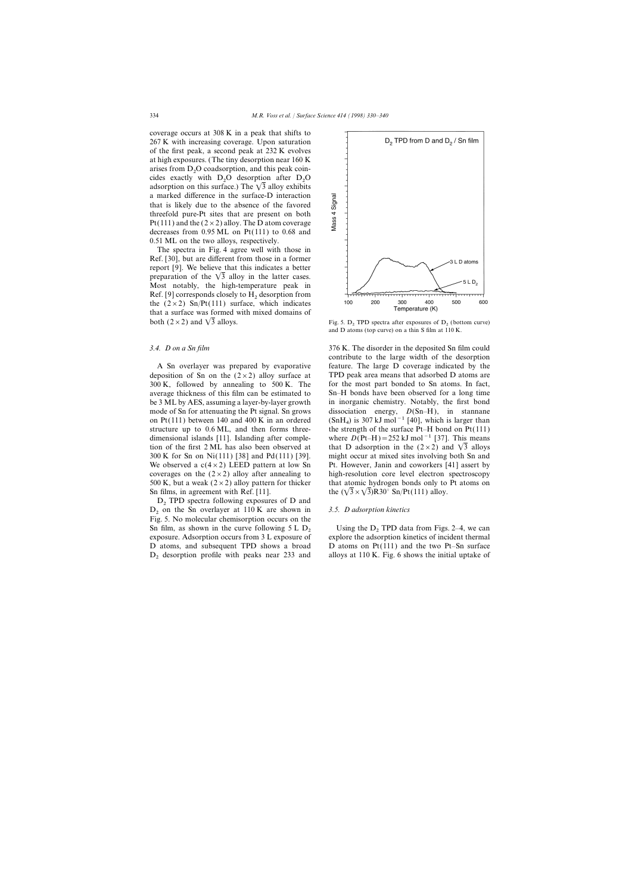coverage occurs at 308 K in a peak that shifts to 267 K with increasing coverage. Upon saturation of the first peak, a second peak at 232 K evolves at high exposures. (The tiny desorption near 160 K arises from $D_2O$ coadsorption, and this peak coincides exactly with $D_2O$ desorption after $D_2O$ adsorption on this surface.) The $\sqrt{3}$ alloy exhibits a marked difference in the surface-D interaction that is likely due to the absence of the favored threefold pure-Pt sites that are present on both Pt(111) and the (2×2) alloy. The D atom coverage decreases from 0.95 ML on Pt(111) to 0.68 and 0.51 ML on the two alloys, respectively.

The spectra in Fig. 4 agree well with those in Ref. [30], but are different from those in a former report [9]. We believe that this indicates a better preparation of the $\sqrt{3}$ alloy in the latter cases. Most notably, the high-temperature peak in Ref. [9] corresponds closely to $H_2$ desorption from the (2×2) Sn/Pt(111) surface, which indicates that a surface was formed with mixed domains of both (2×2) and $\sqrt{3}$ alloys.

### 3.4. D on a Sn film

A Sn overlayer was prepared by evaporative deposition of Sn on the (2×2) alloy surface at 300 K, followed by annealing to 500 K. The average thickness of this film can be estimated to be 3 ML by AES, assuming a layer-by-layer growth mode of Sn for attenuating the Pt signal. Sn grows on Pt(111) between 140 and 400 K in an ordered structure up to 0.6 ML, and then forms three-dimensional islands [11]. Islanding after completion of the first 2 ML has also been observed at 300 K for Sn on Ni(111) [38] and Pd(111) [39]. We observed a c(4×2) LEED pattern at low Sn coverages on the (2×2) alloy after annealing to 500 K, but a weak (2×2) alloy pattern for thicker Sn films, in agreement with Ref. [11].

$D_2$ TPD spectra following exposures of D and $D_2$ on the Sn overlayer at 110 K are shown in Fig. 5. No molecular chemisorption occurs on the Sn film, as shown in the curve following 5 L $D_2$ exposure. Adsorption occurs from 3 L exposure of D atoms, and subsequent TPD shows a broad $D_2$ desorption profile with peaks near 233 and 376 K. The disorder in the deposited Sn film could contribute to the large width of the desorption feature. The large D coverage indicated by the TPD peak area means that adsorbed D atoms are for the most part bonded to Sn atoms. In fact, Sn–H bonds have been observed for a long time in inorganic chemistry. Notably, the first bond dissociation energy, $D$(Sn–H), in stannane ($SnH_4$) is 307 kJ mol$^{-1}$ [40], which is larger than the strength of the surface Pt–H bond on Pt(111) where $D$(Pt–H) = 252 kJ mol$^{-1}$ [37]. This means that D adsorption in the (2×2) and $\sqrt{3}$ alloys might occur at mixed sites involving both Sn and Pt. However, Janin and coworkers [41] assert by high-resolution core level electron spectroscopy that atomic hydrogen bonds only to Pt atoms on the $(\sqrt{3}\times\sqrt{3})R30°$ Sn/Pt(111) alloy.

Fig. 5. $D_2$ TPD spectra after exposures of $D_2$ (bottom curve) and D atoms (top curve) on a thin S film at 110 K.

### 3.5. D adsorption kinetics

Using the $D_2$ TPD data from Figs. 2–4, we can explore the adsorption kinetics of incident thermal D atoms on Pt(111) and the two Pt–Sn surface alloys at 110 K. Fig. 6 shows the initial uptake of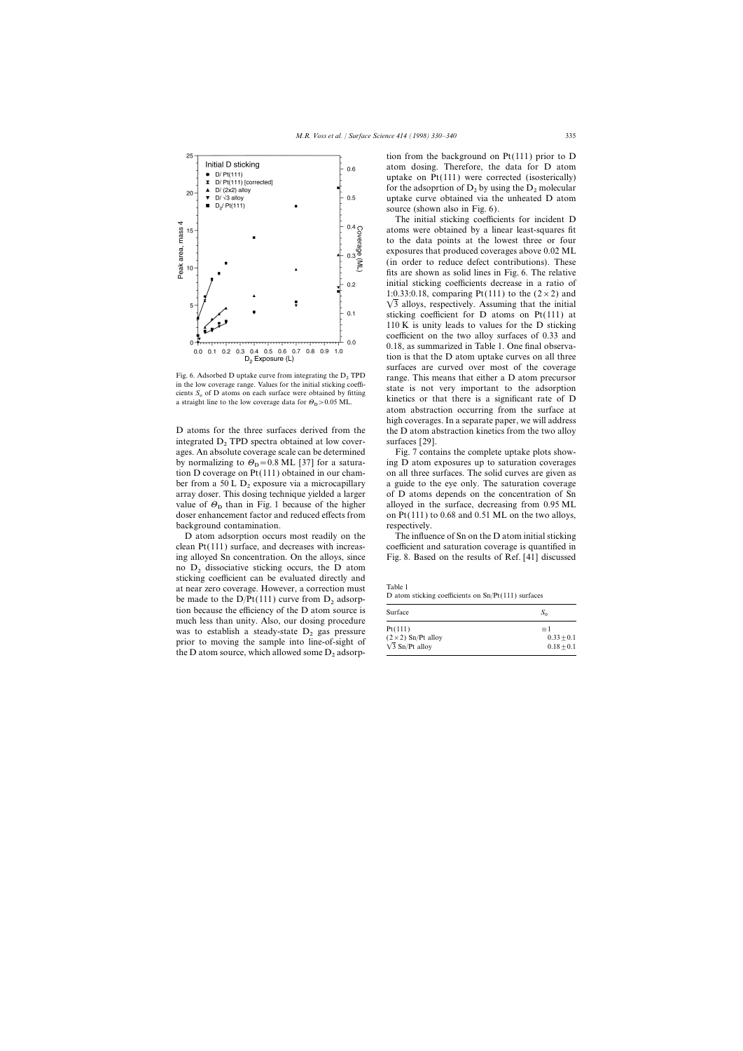Fig. 6. Adsorbed D uptake curve from integrating the $D_2$ TPD in the low coverage range. Values for the initial sticking coefficients $S_o$ of D atoms on each surface were obtained by fitting a straight line to the low coverage data for $\Theta_D > 0.05$ ML.

D atoms for the three surfaces derived from the integrated $D_2$ TPD spectra obtained at low coverages. An absolute coverage scale can be determined by normalizing to $\Theta_D = 0.8$ ML [37] for a saturation D coverage on Pt(111) obtained in our chamber from a 50 L $D_2$ exposure via a microcapillary array doser. This dosing technique yielded a larger value of $\Theta_D$ than in Fig. 1 because of the higher doser enhancement factor and reduced effects from background contamination.

D atom adsorption occurs most readily on the clean Pt(111) surface, and decreases with increasing alloyed Sn concentration. On the alloys, since no $D_2$ dissociative sticking occurs, the D atom sticking coefficient can be evaluated directly and at near zero coverage. However, a correction must be made to the D/Pt(111) curve from $D_2$ adsorption because the efficiency of the D atom source is much less than unity. Also, our dosing procedure was to establish a steady-state $D_2$ gas pressure prior to moving the sample into line-of-sight of the D atom source, which allowed some $D_2$ adsorption from the background on Pt(111) prior to D atom dosing. Therefore, the data for D atom uptake on Pt(111) were corrected (isosterically) for the adsoprtion of $D_2$ by using the $D_2$ molecular uptake curve obtained via the unheated D atom source (shown also in Fig. 6).

The initial sticking coefficients for incident D atoms were obtained by a linear least-squares fit to the data points at the lowest three or four exposures that produced coverages above 0.02 ML (in order to reduce defect contributions). These fits are shown as solid lines in Fig. 6. The relative initial sticking coefficients decrease in a ratio of 1:0.33:0.18, comparing Pt(111) to the $(2 \times 2)$ and $\sqrt{3}$ alloys, respectively. Assuming that the initial sticking coefficient for D atoms on Pt(111) at 110 K is unity leads to values for the D sticking coefficient on the two alloy surfaces of 0.33 and 0.18, as summarized in Table 1. One final observation is that the D atom uptake curves on all three surfaces are curved over most of the coverage range. This means that either a D atom precursor state is not very important to the adsorption kinetics or that there is a significant rate of D atom abstraction occurring from the surface at high coverages. In a separate paper, we will address the D atom abstraction kinetics from the two alloy surfaces [29].

Fig. 7 contains the complete uptake plots showing D atom exposures up to saturation coverages on all three surfaces. The solid curves are given as a guide to the eye only. The saturation coverage of D atoms depends on the concentration of Sn alloyed in the surface, decreasing from 0.95 ML on Pt(111) to 0.68 and 0.51 ML on the two alloys, respectively.

The influence of Sn on the D atom initial sticking coefficient and saturation coverage is quantified in Fig. 8. Based on the results of Ref. [41] discussed

Table 1
D atom sticking coefficients on Sn/Pt(111) surfaces

| Surface | $S_o$ |
|---|---|
| Pt(111) | $\equiv 1$ |
| $(2 \times 2)$ Sn/Pt alloy | $0.33 \pm 0.1$ |
| $\sqrt{3}$ Sn/Pt alloy | $0.18 \pm 0.1$ |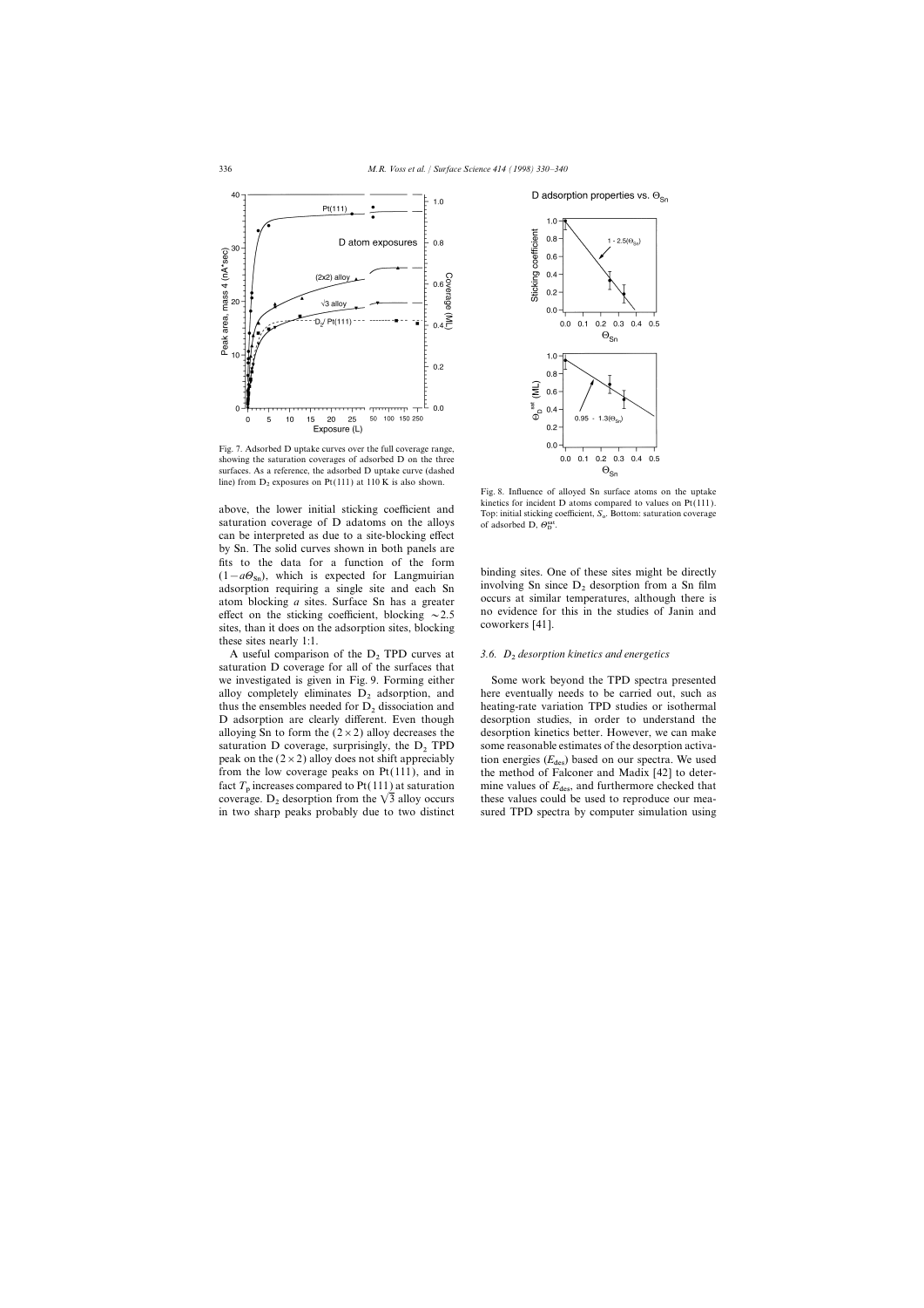Fig. 7. Adsorbed D uptake curves over the full coverage range, showing the saturation coverages of adsorbed D on the three surfaces. As a reference, the adsorbed D uptake curve (dashed line) from $D_2$ exposures on Pt(111) at 110 K is also shown.

Fig. 8. Influence of alloyed Sn surface atoms on the uptake kinetics for incident D atoms compared to values on Pt(111). Top: initial sticking coefficient, $S_o$. Bottom: saturation coverage of adsorbed D, $\Theta_D^{sat}$.

above, the lower initial sticking coefficient and saturation coverage of D adatoms on the alloys can be interpreted as due to a site-blocking effect by Sn. The solid curves shown in both panels are fits to the data for a function of the form $(1-a\Theta_{Sn})$, which is expected for Langmuirian adsorption requiring a single site and each Sn atom blocking $a$ sites. Surface Sn has a greater effect on the sticking coefficient, blocking ~2.5 sites, than it does on the adsorption sites, blocking these sites nearly 1:1.

A useful comparison of the $D_2$ TPD curves at saturation D coverage for all of the surfaces that we investigated is given in Fig. 9. Forming either alloy completely eliminates $D_2$ adsorption, and thus the ensembles needed for $D_2$ dissociation and D adsorption are clearly different. Even though alloying Sn to form the (2×2) alloy decreases the saturation D coverage, surprisingly, the $D_2$ TPD peak on the (2×2) alloy does not shift appreciably from the low coverage peaks on Pt(111), and in fact $T_p$ increases compared to Pt(111) at saturation coverage. $D_2$ desorption from the $\sqrt{3}$ alloy occurs in two sharp peaks probably due to two distinct binding sites. One of these sites might be directly involving Sn since $D_2$ desorption from a Sn film occurs at similar temperatures, although there is no evidence for this in the studies of Janin and coworkers [41].

### 3.6. $D_2$ desorption kinetics and energetics

Some work beyond the TPD spectra presented here eventually needs to be carried out, such as heating-rate variation TPD studies or isothermal desorption studies, in order to understand the desorption kinetics better. However, we can make some reasonable estimates of the desorption activation energies ($E_{des}$) based on our spectra. We used the method of Falconer and Madix [42] to determine values of $E_{des}$, and furthermore checked that these values could be used to reproduce our measured TPD spectra by computer simulation using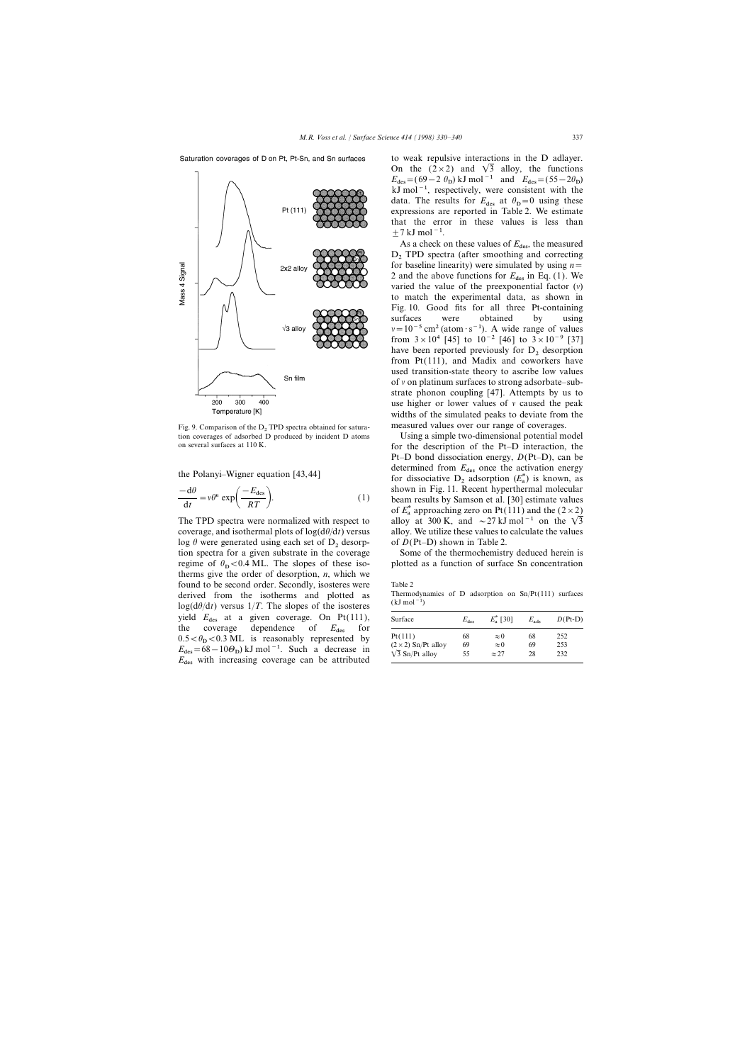Saturation coverages of D on Pt, Pt-Sn, and Sn surfaces

Fig. 9. Comparison of the $D_2$ TPD spectra obtained for saturation coverages of adsorbed D produced by incident D atoms on several surfaces at 110 K.

the Polanyi–Wigner equation [43,44]

$$\frac{-\mathrm{d}\theta}{\mathrm{d}t} = \nu\theta^n \exp\left(\frac{-E_{\mathrm{des}}}{RT}\right). \tag{1}$$

The TPD spectra were normalized with respect to coverage, and isothermal plots of $\log(\mathrm{d}\theta/\mathrm{d}t)$ versus $\log\theta$ were generated using each set of $D_2$ desorption spectra for a given substrate in the coverage regime of $\theta_D < 0.4$ ML. The slopes of these isotherms give the order of desorption, $n$, which we found to be second order. Secondly, isosteres were derived from the isotherms and plotted as $\log(\mathrm{d}\theta/\mathrm{d}t)$ versus $1/T$. The slopes of the isosteres yield $E_{\mathrm{des}}$ at a given coverage. On Pt(111), the coverage dependence of $E_{\mathrm{des}}$ for $0.5 < \theta_D < 0.3$ ML is reasonably represented by $E_{\mathrm{des}} = 68 - 10\Theta_D$) kJ mol$^{-1}$. Such a decrease in $E_{\mathrm{des}}$ with increasing coverage can be attributed to weak repulsive interactions in the D adlayer. On the $(2\times2)$ and $\sqrt{3}$ alloy, the functions $E_{\mathrm{des}} = (69 - 2\,\theta_D)$ kJ mol$^{-1}$ and $E_{\mathrm{des}} = (55 - 2\theta_D)$ kJ mol$^{-1}$, respectively, were consistent with the data. The results for $E_{\mathrm{des}}$ at $\theta_D = 0$ using these expressions are reported in Table 2. We estimate that the error in these values is less than $\pm 7$ kJ mol$^{-1}$.

As a check on these values of $E_{\mathrm{des}}$, the measured $D_2$ TPD spectra (after smoothing and correcting for baseline linearity) were simulated by using $n = 2$ and the above functions for $E_{\mathrm{des}}$ in Eq. (1). We varied the value of the preexponential factor ($\nu$) to match the experimental data, as shown in Fig. 10. Good fits for all three Pt-containing surfaces were obtained by using $\nu = 10^{-5}$ cm$^2$ (atom $\cdot$ s$^{-1}$). A wide range of values from $3\times10^4$ [45] to $10^{-2}$ [46] to $3\times10^{-9}$ [37] have been reported previously for $D_2$ desorption from Pt(111), and Madix and coworkers have used transition-state theory to ascribe low values of $\nu$ on platinum surfaces to strong adsorbate–substrate phonon coupling [47]. Attempts by us to use higher or lower values of $\nu$ caused the peak widths of the simulated peaks to deviate from the measured values over our range of coverages.

Using a simple two-dimensional potential model for the description of the Pt–D interaction, the Pt–D bond dissociation energy, $D$(Pt–D), can be determined from $E_{\mathrm{des}}$ once the activation energy for dissociative $D_2$ adsorption ($E_a^*$) is known, as shown in Fig. 11. Recent hyperthermal molecular beam results by Samson et al. [30] estimate values of $E_a^*$ approaching zero on Pt(111) and the $(2\times2)$ alloy at 300 K, and $\sim 27$ kJ mol$^{-1}$ on the $\sqrt{3}$ alloy. We utilize these values to calculate the values of $D$(Pt–D) shown in Table 2.

Some of the thermochemistry deduced herein is plotted as a function of surface Sn concentration

Table 2
Thermodynamics of D adsorption on Sn/Pt(111) surfaces (kJ mol$^{-1}$)

| Surface | $E_{\mathrm{des}}$ | $E_a^*$ [30] | $E_{\mathrm{ads}}$ | $D$(Pt-D) |
|---|---|---|---|---|
| Pt(111) | 68 | $\approx 0$ | 68 | 252 |
| $(2\times2)$ Sn/Pt alloy | 69 | $\approx 0$ | 69 | 253 |
| $\sqrt{3}$ Sn/Pt alloy | 55 | $\approx 27$ | 28 | 232 |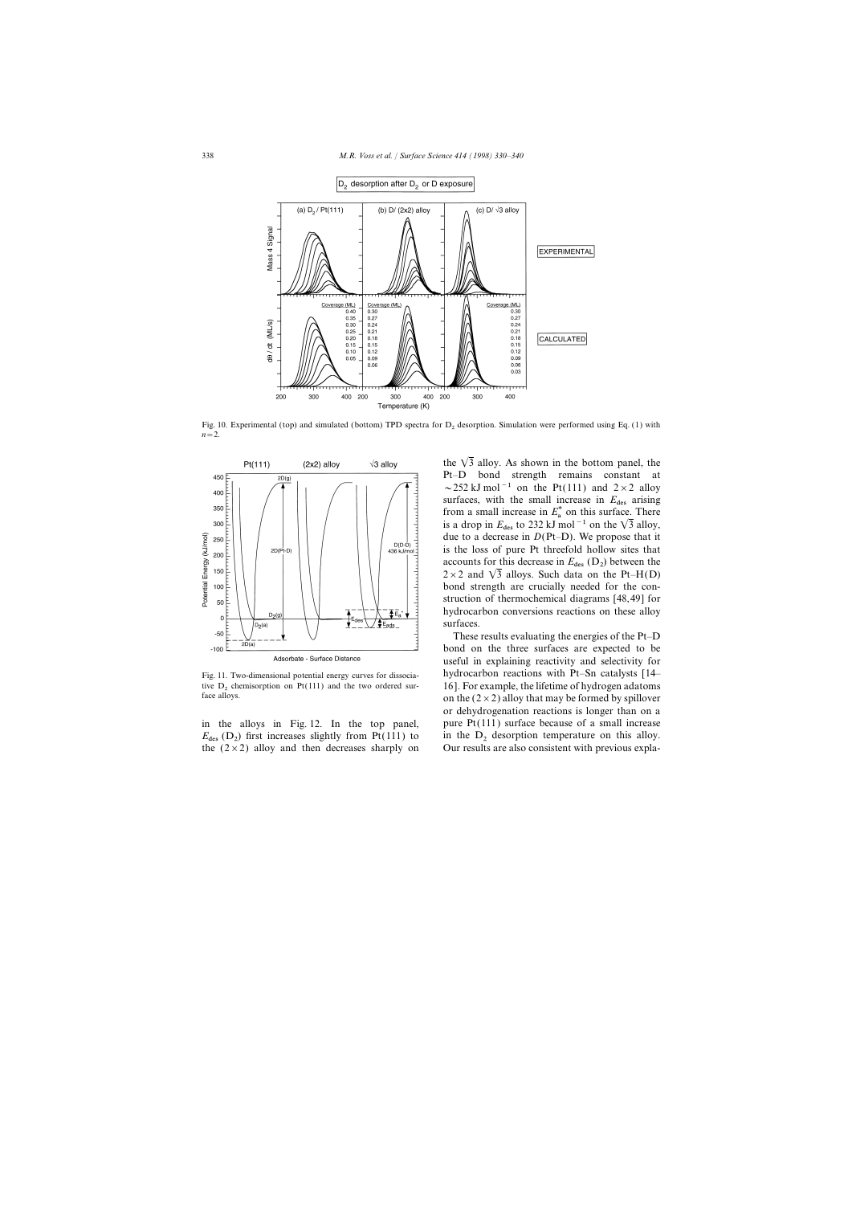Fig. 10. Experimental (top) and simulated (bottom) TPD spectra for $D_2$ desorption. Simulation were performed using Eq. (1) with $n=2$.

Fig. 11. Two-dimensional potential energy curves for dissociative $D_2$ chemisorption on Pt(111) and the two ordered surface alloys.

in the alloys in Fig. 12. In the top panel, $E_{des}$ ($D_2$) first increases slightly from Pt(111) to the $(2\times2)$ alloy and then decreases sharply on the $\sqrt{3}$ alloy. As shown in the bottom panel, the Pt–D bond strength remains constant at $\sim252$ kJ mol$^{-1}$ on the Pt(111) and $2\times2$ alloy surfaces, with the small increase in $E_{des}$ arising from a small increase in $E_a^*$ on this surface. There is a drop in $E_{des}$ to 232 kJ mol$^{-1}$ on the $\sqrt{3}$ alloy, due to a decrease in $D$(Pt–D). We propose that it is the loss of pure Pt threefold hollow sites that accounts for this decrease in $E_{des}$ ($D_2$) between the $2\times2$ and $\sqrt{3}$ alloys. Such data on the Pt–H(D) bond strength are crucially needed for the construction of thermochemical diagrams [48,49] for hydrocarbon conversions reactions on these alloy surfaces.

These results evaluating the energies of the Pt–D bond on the three surfaces are expected to be useful in explaining reactivity and selectivity for hydrocarbon reactions with Pt–Sn catalysts [14–16]. For example, the lifetime of hydrogen adatoms on the $(2\times2)$ alloy that may be formed by spillover or dehydrogenation reactions is longer than on a pure Pt(111) surface because of a small increase in the $D_2$ desorption temperature on this alloy. Our results are also consistent with previous expla-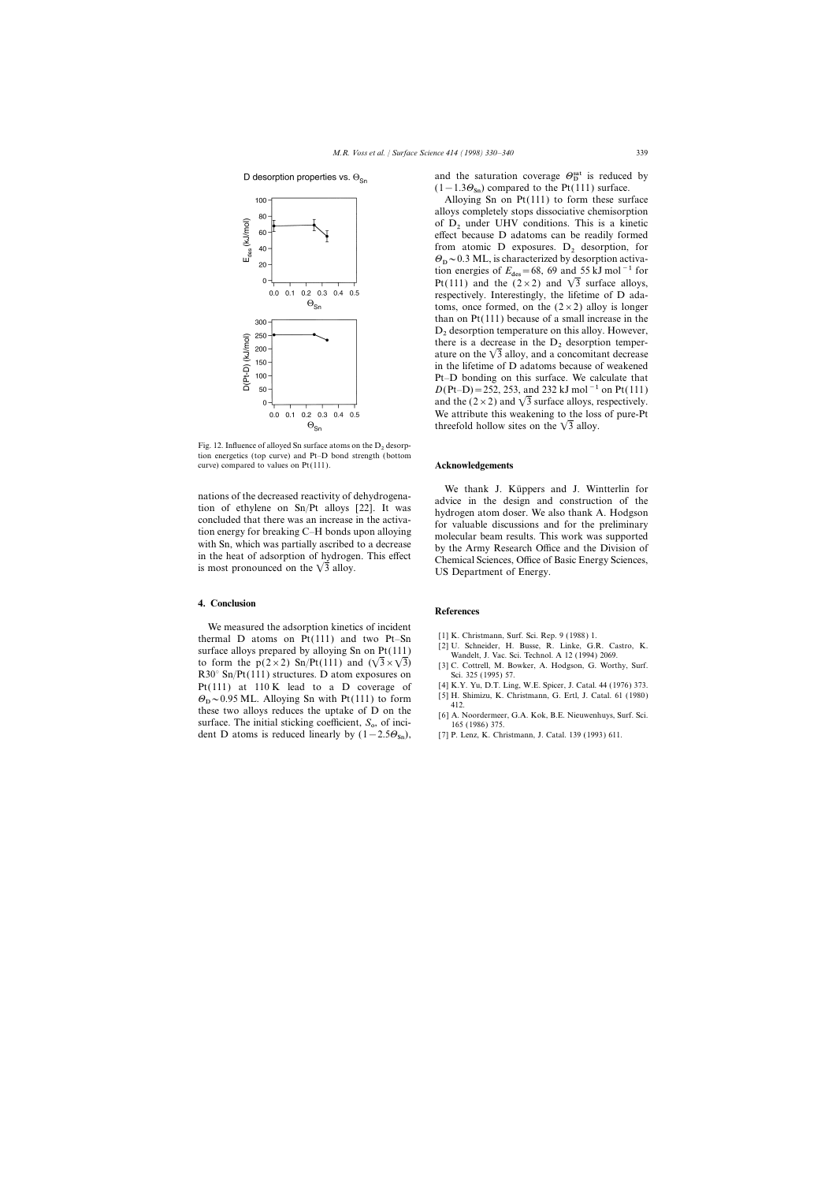D desorption properties vs. $\Theta_{Sn}$

Fig. 12. Influence of alloyed Sn surface atoms on the $D_2$ desorption energetics (top curve) and Pt–D bond strength (bottom curve) compared to values on Pt(111).

nations of the decreased reactivity of dehydrogenation of ethylene on Sn/Pt alloys [22]. It was concluded that there was an increase in the activation energy for breaking C–H bonds upon alloying with Sn, which was partially ascribed to a decrease in the heat of adsorption of hydrogen. This effect is most pronounced on the $\sqrt{3}$ alloy.

## 4. Conclusion

We measured the adsorption kinetics of incident thermal D atoms on Pt(111) and two Pt–Sn surface alloys prepared by alloying Sn on Pt(111) to form the p(2×2) Sn/Pt(111) and $(\sqrt{3}\times\sqrt{3})$R30° Sn/Pt(111) structures. D atom exposures on Pt(111) at 110 K lead to a D coverage of $\Theta_D \sim 0.95$ ML. Alloying Sn with Pt(111) to form these two alloys reduces the uptake of D on the surface. The initial sticking coefficient, $S_o$, of incident D atoms is reduced linearly by $(1-2.5\Theta_{Sn})$, and the saturation coverage $\Theta_D^{sat}$ is reduced by $(1-1.3\Theta_{Sn})$ compared to the Pt(111) surface.

Alloying Sn on Pt(111) to form these surface alloys completely stops dissociative chemisorption of $D_2$ under UHV conditions. This is a kinetic effect because D adatoms can be readily formed from atomic D exposures. $D_2$ desorption, for $\Theta_D \sim 0.3$ ML, is characterized by desorption activation energies of $E_{des} = 68$, 69 and 55 kJ mol$^{-1}$ for Pt(111) and the (2×2) and $\sqrt{3}$ surface alloys, respectively. Interestingly, the lifetime of D adatoms, once formed, on the (2×2) alloy is longer than on Pt(111) because of a small increase in the $D_2$ desorption temperature on this alloy. However, there is a decrease in the $D_2$ desorption temperature on the $\sqrt{3}$ alloy, and a concomitant decrease in the lifetime of D adatoms because of weakened Pt–D bonding on this surface. We calculate that $D$(Pt–D) = 252, 253, and 232 kJ mol$^{-1}$ on Pt(111) and the (2×2) and $\sqrt{3}$ surface alloys, respectively. We attribute this weakening to the loss of pure-Pt threefold hollow sites on the $\sqrt{3}$ alloy.

## Acknowledgements

We thank J. Küppers and J. Wintterlin for advice in the design and construction of the hydrogen atom doser. We also thank A. Hodgson for valuable discussions and for the preliminary molecular beam results. This work was supported by the Army Research Office and the Division of Chemical Sciences, Office of Basic Energy Sciences, US Department of Energy.

## References

[1] K. Christmann, Surf. Sci. Rep. 9 (1988) 1.

[2] U. Schneider, H. Busse, R. Linke, G.R. Castro, K. Wandelt, J. Vac. Sci. Technol. A 12 (1994) 2069.

[3] C. Cottrell, M. Bowker, A. Hodgson, G. Worthy, Surf. Sci. 325 (1995) 57.

[4] K.Y. Yu, D.T. Ling, W.E. Spicer, J. Catal. 44 (1976) 373.

[5] H. Shimizu, K. Christmann, G. Ertl, J. Catal. 61 (1980) 412.

[6] A. Noordermeer, G.A. Kok, B.E. Nieuwenhuys, Surf. Sci. 165 (1986) 375.

[7] P. Lenz, K. Christmann, J. Catal. 139 (1993) 611.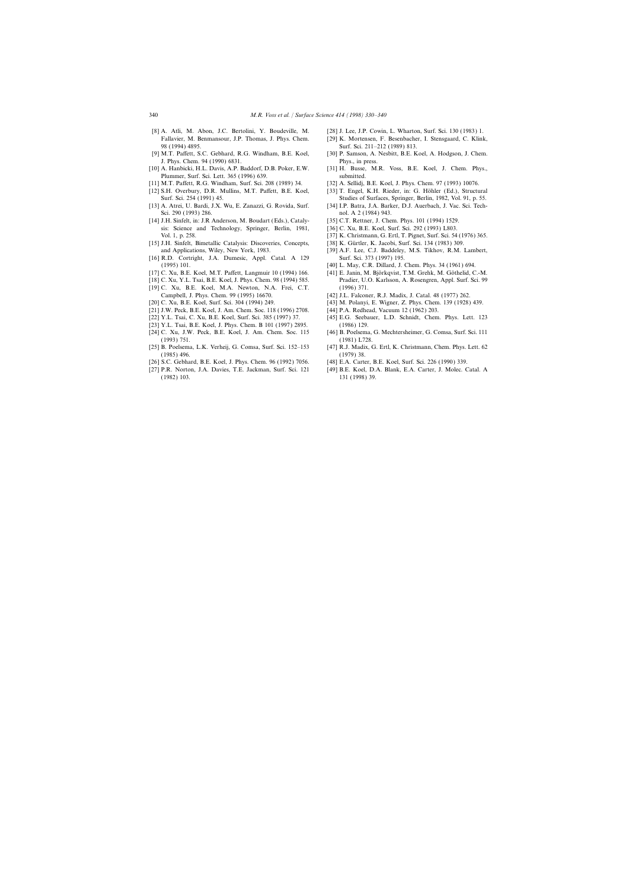[8] A. Atli, M. Abon, J.C. Bertolini, Y. Boudeville, M. Fallavier, M. Benmansour, J.P. Thomas, J. Phys. Chem. 98 (1994) 4895.

[9] M.T. Paffett, S.C. Gebhard, R.G. Windham, B.E. Koel, J. Phys. Chem. 94 (1990) 6831.

[10] A. Hanbicki, H.L. Davis, A.P. Baddorf, D.B. Poker, E.W. Plummer, Surf. Sci. Lett. 365 (1996) 639.

[11] M.T. Paffett, R.G. Windham, Surf. Sci. 208 (1989) 34.

[12] S.H. Overbury, D.R. Mullins, M.T. Paffett, B.E. Koel, Surf. Sci. 254 (1991) 45.

[13] A. Atrei, U. Bardi, J.X. Wu, E. Zanazzi, G. Rovida, Surf. Sci. 290 (1993) 286.

[14] J.H. Sinfelt, in: J.R Anderson, M. Boudart (Eds.), Catalysis: Science and Technology, Springer, Berlin, 1981, Vol. 1, p. 258.

[15] J.H. Sinfelt, Bimetallic Catalysis: Discoveries, Concepts, and Applications, Wiley, New York, 1983.

[16] R.D. Cortright, J.A. Dumesic, Appl. Catal. A 129 (1995) 101.

[17] C. Xu, B.E. Koel, M.T. Paffett, Langmuir 10 (1994) 166.

[18] C. Xu, Y.L. Tsai, B.E. Koel, J. Phys. Chem. 98 (1994) 585.

[19] C. Xu, B.E. Koel, M.A. Newton, N.A. Frei, C.T. Campbell, J. Phys. Chem. 99 (1995) 16670.

[20] C. Xu, B.E. Koel, Surf. Sci. 304 (1994) 249.

[21] J.W. Peck, B.E. Koel, J. Am. Chem. Soc. 118 (1996) 2708.

[22] Y.L. Tsai, C. Xu, B.E. Koel, Surf. Sci. 385 (1997) 37.

[23] Y.L. Tsai, B.E. Koel, J. Phys. Chem. B 101 (1997) 2895.

[24] C. Xu, J.W. Peck, B.E. Koel, J. Am. Chem. Soc. 115 (1993) 751.

[25] B. Poelsema, L.K. Verheij, G. Comsa, Surf. Sci. 152–153 (1985) 496.

[26] S.C. Gebhard, B.E. Koel, J. Phys. Chem. 96 (1992) 7056.

[27] P.R. Norton, J.A. Davies, T.E. Jackman, Surf. Sci. 121 (1982) 103.

[28] J. Lee, J.P. Cowin, L. Wharton, Surf. Sci. 130 (1983) 1.

[29] K. Mortensen, F. Besenbacher, I. Stensgaard, C. Klink, Surf. Sci. 211–212 (1989) 813.

[30] P. Samson, A. Nesbitt, B.E. Koel, A. Hodgson, J. Chem. Phys., in press.

[31] H. Busse, M.R. Voss, B.E. Koel, J. Chem. Phys., submitted.

[32] A. Sellidj, B.E. Koel, J. Phys. Chem. 97 (1993) 10076.

[33] T. Engel, K.H. Rieder, in: G. Höhler (Ed.), Structural Studies of Surfaces, Springer, Berlin, 1982, Vol. 91, p. 55.

[34] I.P. Batra, J.A. Barker, D.J. Auerbach, J. Vac. Sci. Technol. A 2 (1984) 943.

[35] C.T. Rettner, J. Chem. Phys. 101 (1994) 1529.

[36] C. Xu, B.E. Koel, Surf. Sci. 292 (1993) L803.

[37] K. Christmann, G. Ertl, T. Pignet, Surf. Sci. 54 (1976) 365.

[38] K. Gürtler, K. Jacobi, Surf. Sci. 134 (1983) 309.

[39] A.F. Lee, C.J. Baddeley, M.S. Tikhov, R.M. Lambert, Surf. Sci. 373 (1997) 195.

[40] L. May, C.R. Dillard, J. Chem. Phys. 34 (1961) 694.

[41] E. Janin, M. Björkqvist, T.M. Grehk, M. Göthelid, C.-M. Pradier, U.O. Karlsson, A. Rosengren, Appl. Surf. Sci. 99 (1996) 371.

[42] J.L. Falconer, R.J. Madix, J. Catal. 48 (1977) 262.

[43] M. Polanyi, E. Wigner, Z. Phys. Chem. 139 (1928) 439.

[44] P.A. Redhead, Vacuum 12 (1962) 203.

[45] E.G. Seebauer, L.D. Schnidt, Chem. Phys. Lett. 123 (1986) 129.

[46] B. Poelsema, G. Mechtersheimer, G. Comsa, Surf. Sci. 111 (1981) L728.

[47] R.J. Madix, G. Ertl, K. Christmann, Chem. Phys. Lett. 62 (1979) 38.

[48] E.A. Carter, B.E. Koel, Surf. Sci. 226 (1990) 339.

[49] B.E. Koel, D.A. Blank, E.A. Carter, J. Molec. Catal. A 131 (1998) 39.